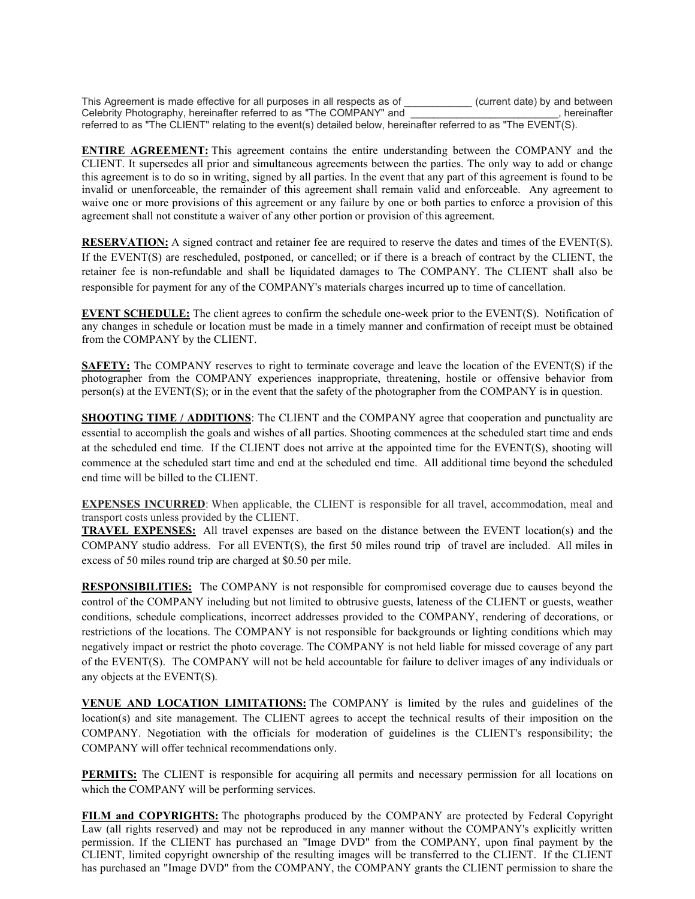This Agreement is made effective for all purposes in all respects as of ____________ (current date) by and between Celebrity Photography, hereinafter referred to as "The COMPANY" and ___________________________, hereinafter referred to as "The CLIENT" relating to the event(s) detailed below, hereinafter referred to as "The EVENT(S).

**ENTIRE AGREEMENT:** This agreement contains the entire understanding between the COMPANY and the CLIENT. It supersedes all prior and simultaneous agreements between the parties. The only way to add or change this agreement is to do so in writing, signed by all parties. In the event that any part of this agreement is found to be invalid or unenforceable, the remainder of this agreement shall remain valid and enforceable. Any agreement to waive one or more provisions of this agreement or any failure by one or both parties to enforce a provision of this agreement shall not constitute a waiver of any other portion or provision of this agreement.

**RESERVATION:** A signed contract and retainer fee are required to reserve the dates and times of the EVENT(S). If the EVENT(S) are rescheduled, postponed, or cancelled; or if there is a breach of contract by the CLIENT, the retainer fee is non-refundable and shall be liquidated damages to The COMPANY. The CLIENT shall also be responsible for payment for any of the COMPANY's materials charges incurred up to time of cancellation.

**EVENT SCHEDULE:** The client agrees to confirm the schedule one-week prior to the EVENT(S). Notification of any changes in schedule or location must be made in a timely manner and confirmation of receipt must be obtained from the COMPANY by the CLIENT.

**SAFETY:** The COMPANY reserves to right to terminate coverage and leave the location of the EVENT(S) if the photographer from the COMPANY experiences inappropriate, threatening, hostile or offensive behavior from person(s) at the EVENT(S); or in the event that the safety of the photographer from the COMPANY is in question.

**SHOOTING TIME / ADDITIONS**: The CLIENT and the COMPANY agree that cooperation and punctuality are essential to accomplish the goals and wishes of all parties. Shooting commences at the scheduled start time and ends at the scheduled end time. If the CLIENT does not arrive at the appointed time for the EVENT(S), shooting will commence at the scheduled start time and end at the scheduled end time. All additional time beyond the scheduled end time will be billed to the CLIENT.

**EXPENSES INCURRED**: When applicable, the CLIENT is responsible for all travel, accommodation, meal and transport costs unless provided by the CLIENT.

**TRAVEL EXPENSES:** All travel expenses are based on the distance between the EVENT location(s) and the COMPANY studio address. For all EVENT(S), the first 50 miles round trip of travel are included. All miles in excess of 50 miles round trip are charged at $0.50 per mile.

**RESPONSIBILITIES:** The COMPANY is not responsible for compromised coverage due to causes beyond the control of the COMPANY including but not limited to obtrusive guests, lateness of the CLIENT or guests, weather conditions, schedule complications, incorrect addresses provided to the COMPANY, rendering of decorations, or restrictions of the locations. The COMPANY is not responsible for backgrounds or lighting conditions which may negatively impact or restrict the photo coverage. The COMPANY is not held liable for missed coverage of any part of the EVENT(S). The COMPANY will not be held accountable for failure to deliver images of any individuals or any objects at the EVENT(S).

**VENUE AND LOCATION LIMITATIONS:** The COMPANY is limited by the rules and guidelines of the location(s) and site management. The CLIENT agrees to accept the technical results of their imposition on the COMPANY. Negotiation with the officials for moderation of guidelines is the CLIENT's responsibility; the COMPANY will offer technical recommendations only.

**PERMITS:** The CLIENT is responsible for acquiring all permits and necessary permission for all locations on which the COMPANY will be performing services.

**FILM and COPYRIGHTS:** The photographs produced by the COMPANY are protected by Federal Copyright Law (all rights reserved) and may not be reproduced in any manner without the COMPANY's explicitly written permission. If the CLIENT has purchased an "Image DVD" from the COMPANY, upon final payment by the CLIENT, limited copyright ownership of the resulting images will be transferred to the CLIENT. If the CLIENT has purchased an "Image DVD" from the COMPANY, the COMPANY grants the CLIENT permission to share the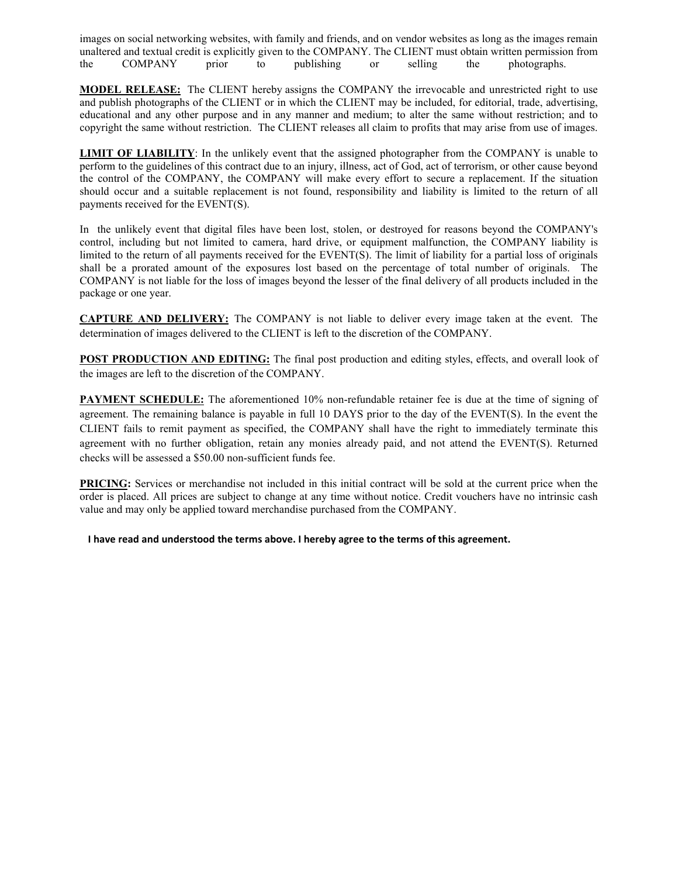images on social networking websites, with family and friends, and on vendor websites as long as the images remain unaltered and textual credit is explicitly given to the COMPANY. The CLIENT must obtain written permission from the COMPANY prior to publishing or selling the photographs.

**MODEL RELEASE:** The CLIENT hereby assigns the COMPANY the irrevocable and unrestricted right to use and publish photographs of the CLIENT or in which the CLIENT may be included, for editorial, trade, advertising, educational and any other purpose and in any manner and medium; to alter the same without restriction; and to copyright the same without restriction. The CLIENT releases all claim to profits that may arise from use of images.

**LIMIT OF LIABILITY**: In the unlikely event that the assigned photographer from the COMPANY is unable to perform to the guidelines of this contract due to an injury, illness, act of God, act of terrorism, or other cause beyond the control of the COMPANY, the COMPANY will make every effort to secure a replacement. If the situation should occur and a suitable replacement is not found, responsibility and liability is limited to the return of all payments received for the EVENT(S).

In the unlikely event that digital files have been lost, stolen, or destroyed for reasons beyond the COMPANY's control, including but not limited to camera, hard drive, or equipment malfunction, the COMPANY liability is limited to the return of all payments received for the EVENT(S). The limit of liability for a partial loss of originals shall be a prorated amount of the exposures lost based on the percentage of total number of originals. The COMPANY is not liable for the loss of images beyond the lesser of the final delivery of all products included in the package or one year.

**CAPTURE AND DELIVERY:** The COMPANY is not liable to deliver every image taken at the event. The determination of images delivered to the CLIENT is left to the discretion of the COMPANY.

**POST PRODUCTION AND EDITING:** The final post production and editing styles, effects, and overall look of the images are left to the discretion of the COMPANY.

**PAYMENT SCHEDULE:** The aforementioned 10% non-refundable retainer fee is due at the time of signing of agreement. The remaining balance is payable in full 10 DAYS prior to the day of the EVENT(S). In the event the CLIENT fails to remit payment as specified, the COMPANY shall have the right to immediately terminate this agreement with no further obligation, retain any monies already paid, and not attend the EVENT(S). Returned checks will be assessed a $50.00 non-sufficient funds fee.

**PRICING:** Services or merchandise not included in this initial contract will be sold at the current price when the order is placed. All prices are subject to change at any time without notice. Credit vouchers have no intrinsic cash value and may only be applied toward merchandise purchased from the COMPANY.

**I have read and understood the terms above. I hereby agree to the terms of this agreement.**